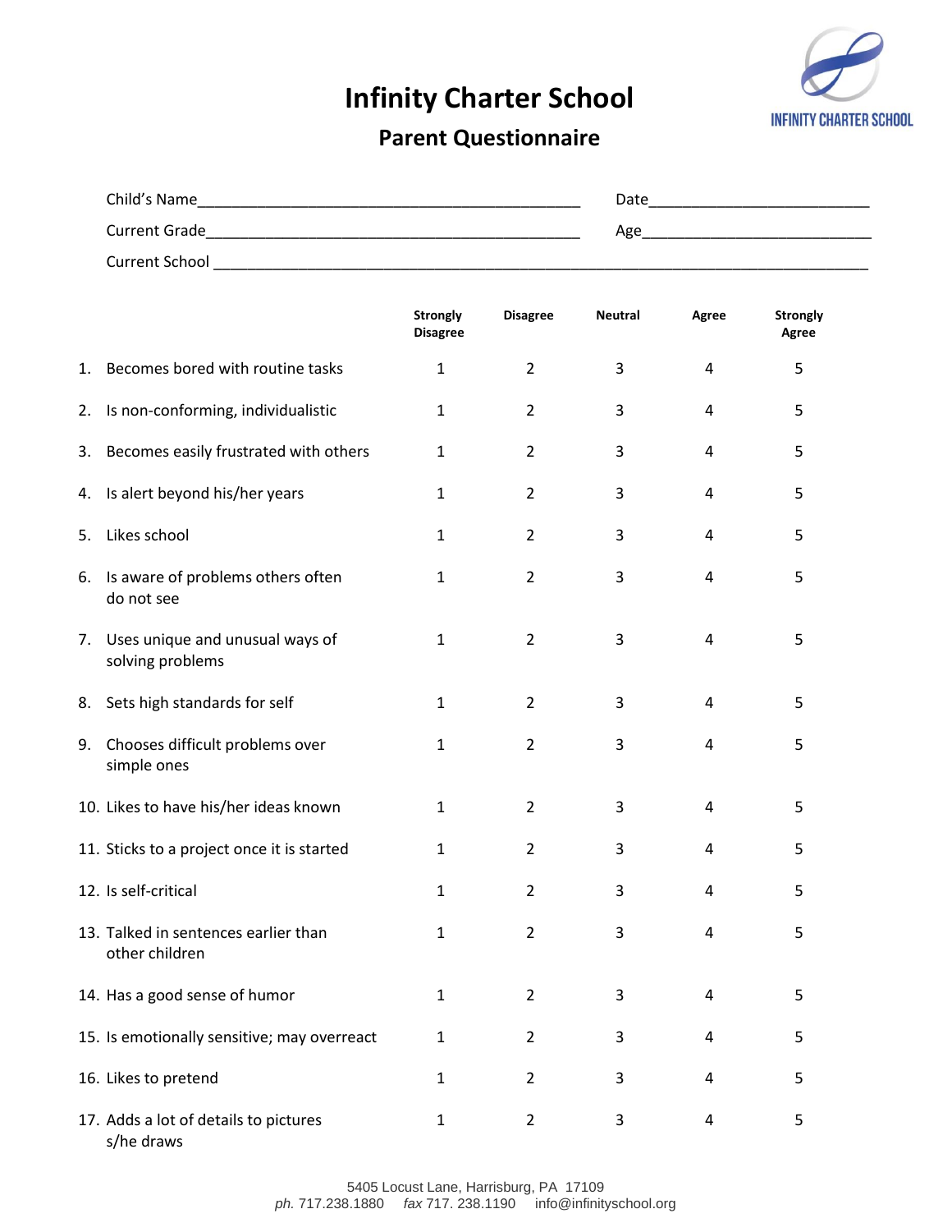# Infinity Charter School

## Parent Questionnaire

INFINITY CHARTER SCHOOL

Child's Name_____________________________________________ Date_________________________

Current Grade____________________________________________ Age__________________________

Current School ___________________________________________________________________________

| | | Strongly Disagree | Disagree | Neutral | Agree | Strongly Agree |
|---|---|---|---|---|---|---|
| 1. | Becomes bored with routine tasks | 1 | 2 | 3 | 4 | 5 |
| 2. | Is non-conforming, individualistic | 1 | 2 | 3 | 4 | 5 |
| 3. | Becomes easily frustrated with others | 1 | 2 | 3 | 4 | 5 |
| 4. | Is alert beyond his/her years | 1 | 2 | 3 | 4 | 5 |
| 5. | Likes school | 1 | 2 | 3 | 4 | 5 |
| 6. | Is aware of problems others often do not see | 1 | 2 | 3 | 4 | 5 |
| 7. | Uses unique and unusual ways of solving problems | 1 | 2 | 3 | 4 | 5 |
| 8. | Sets high standards for self | 1 | 2 | 3 | 4 | 5 |
| 9. | Chooses difficult problems over simple ones | 1 | 2 | 3 | 4 | 5 |
| 10. | Likes to have his/her ideas known | 1 | 2 | 3 | 4 | 5 |
| 11. | Sticks to a project once it is started | 1 | 2 | 3 | 4 | 5 |
| 12. | Is self-critical | 1 | 2 | 3 | 4 | 5 |
| 13. | Talked in sentences earlier than other children | 1 | 2 | 3 | 4 | 5 |
| 14. | Has a good sense of humor | 1 | 2 | 3 | 4 | 5 |
| 15. | Is emotionally sensitive; may overreact | 1 | 2 | 3 | 4 | 5 |
| 16. | Likes to pretend | 1 | 2 | 3 | 4 | 5 |
| 17. | Adds a lot of details to pictures s/he draws | 1 | 2 | 3 | 4 | 5 |

5405 Locust Lane, Harrisburg, PA 17109
*ph.* 717.238.1880 *fax* 717. 238.1190 info@infinityschool.org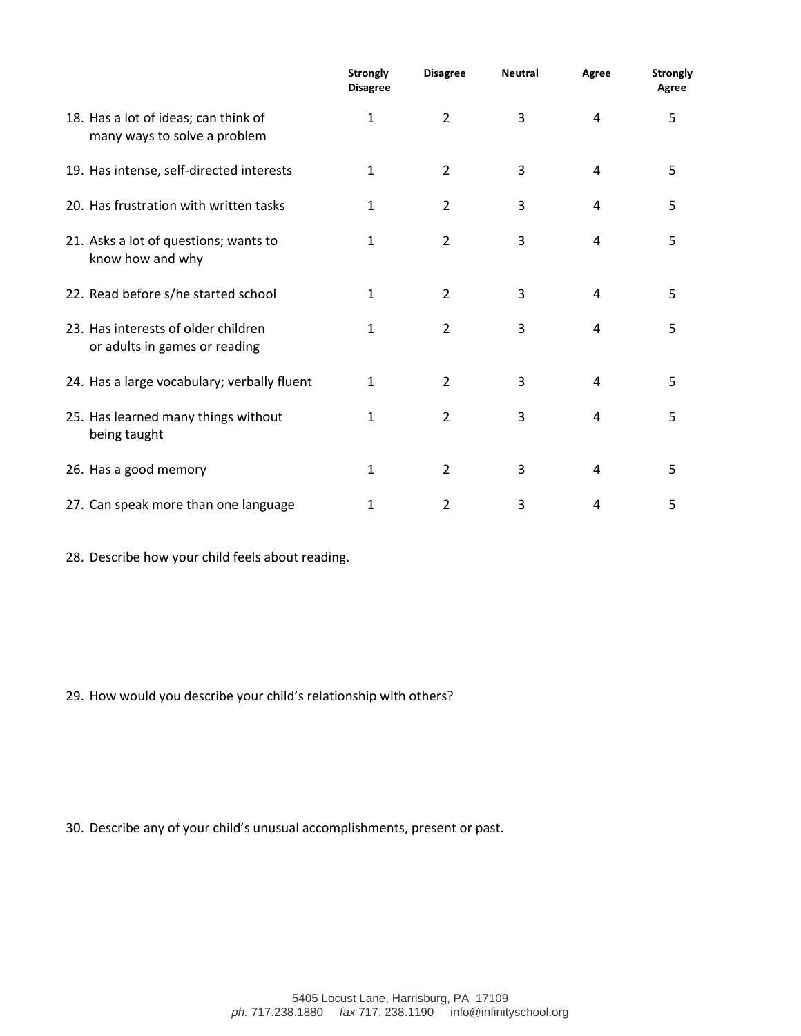| | Strongly Disagree | Disagree | Neutral | Agree | Strongly Agree |
|---|---|---|---|---|---|
| 18. Has a lot of ideas; can think of many ways to solve a problem | 1 | 2 | 3 | 4 | 5 |
| 19. Has intense, self-directed interests | 1 | 2 | 3 | 4 | 5 |
| 20. Has frustration with written tasks | 1 | 2 | 3 | 4 | 5 |
| 21. Asks a lot of questions; wants to know how and why | 1 | 2 | 3 | 4 | 5 |
| 22. Read before s/he started school | 1 | 2 | 3 | 4 | 5 |
| 23. Has interests of older children or adults in games or reading | 1 | 2 | 3 | 4 | 5 |
| 24. Has a large vocabulary; verbally fluent | 1 | 2 | 3 | 4 | 5 |
| 25. Has learned many things without being taught | 1 | 2 | 3 | 4 | 5 |
| 26. Has a good memory | 1 | 2 | 3 | 4 | 5 |
| 27. Can speak more than one language | 1 | 2 | 3 | 4 | 5 |

28. Describe how your child feels about reading.

29. How would you describe your child's relationship with others?

30. Describe any of your child's unusual accomplishments, present or past.

5405 Locust Lane, Harrisburg, PA 17109
*ph.* 717.238.1880 *fax* 717. 238.1190 info@infinityschool.org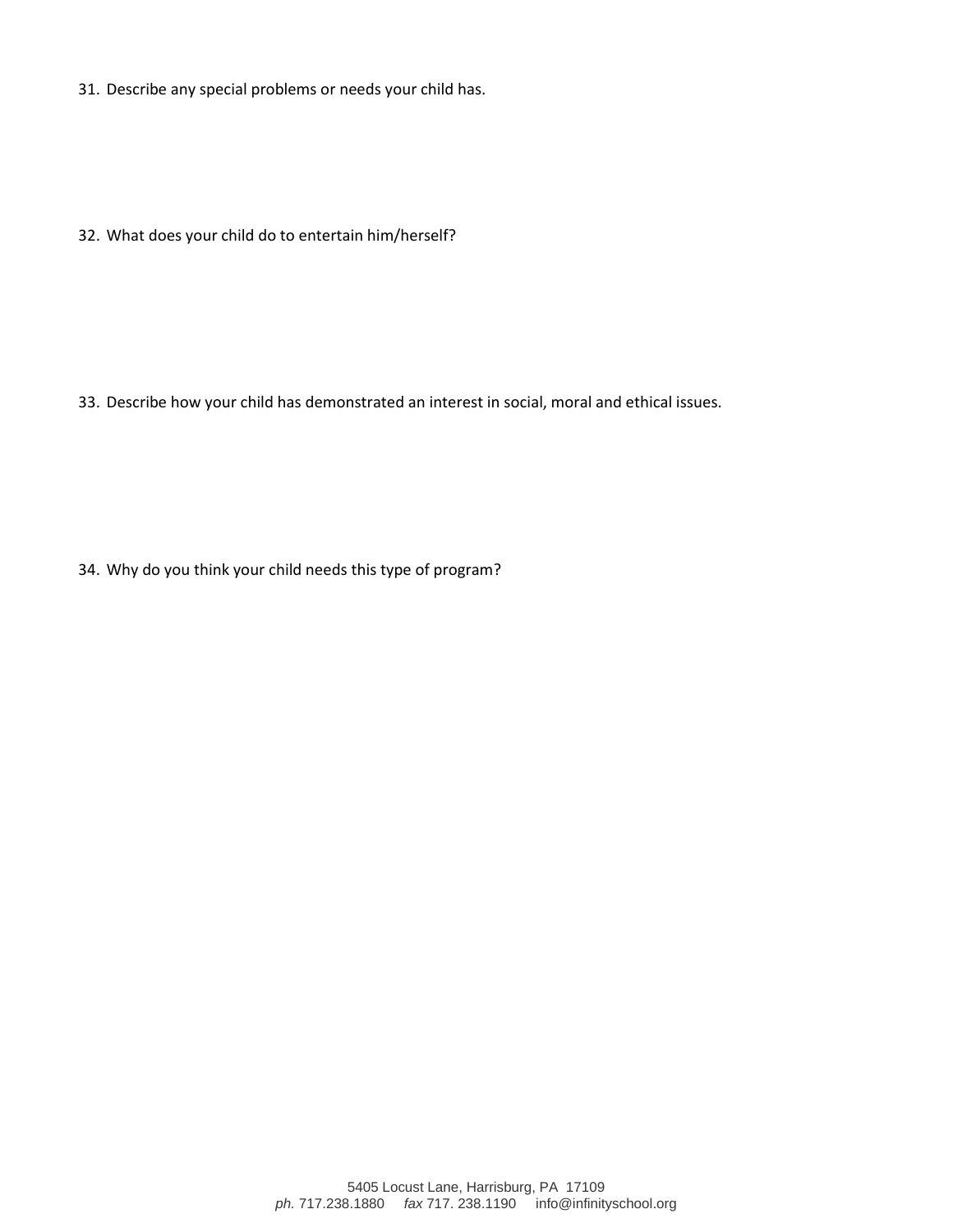31. Describe any special problems or needs your child has.

32. What does your child do to entertain him/herself?

33. Describe how your child has demonstrated an interest in social, moral and ethical issues.

34. Why do you think your child needs this type of program?

5405 Locust Lane, Harrisburg, PA 17109
*ph.* 717.238.1880 *fax* 717. 238.1190 info@infinityschool.org